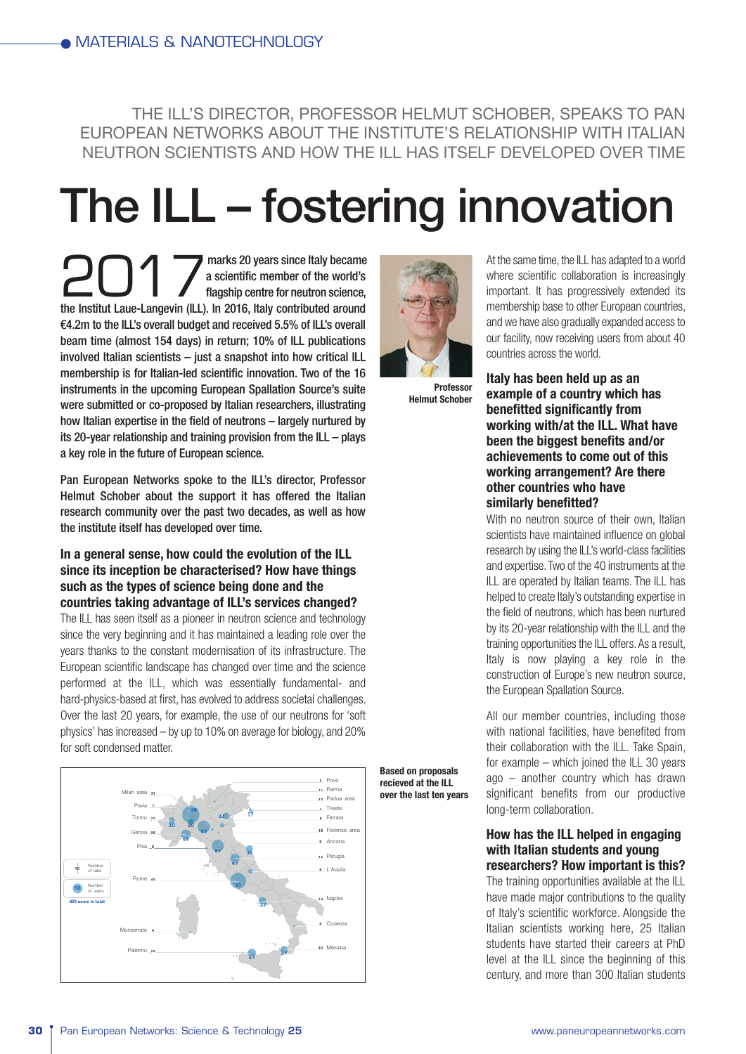MATERIALS & NANOTECHNOLOGY

THE ILL'S DIRECTOR, PROFESSOR HELMUT SCHOBER, SPEAKS TO PAN EUROPEAN NETWORKS ABOUT THE INSTITUTE'S RELATIONSHIP WITH ITALIAN NEUTRON SCIENTISTS AND HOW THE ILL HAS ITSELF DEVELOPED OVER TIME

# The ILL – fostering innovation

2017 marks 20 years since Italy became a scientific member of the world's flagship centre for neutron science, the Institut Laue-Langevin (ILL). In 2016, Italy contributed around €4.2m to the ILL's overall budget and received 5.5% of ILL's overall beam time (almost 154 days) in return; 10% of ILL publications involved Italian scientists – just a snapshot into how critical ILL membership is for Italian-led scientific innovation. Two of the 16 instruments in the upcoming European Spallation Source's suite were submitted or co-proposed by Italian researchers, illustrating how Italian expertise in the field of neutrons – largely nurtured by its 20-year relationship and training provision from the ILL – plays a key role in the future of European science.

Pan European Networks spoke to the ILL's director, Professor Helmut Schober about the support it has offered the Italian research community over the past two decades, as well as how the institute itself has developed over time.

Professor Helmut Schober

**In a general sense, how could the evolution of the ILL since its inception be characterised? How have things such as the types of science being done and the countries taking advantage of ILL's services changed?**

The ILL has seen itself as a pioneer in neutron science and technology since the very beginning and it has maintained a leading role over the years thanks to the constant modernisation of its infrastructure. The European scientific landscape has changed over time and the science performed at the ILL, which was essentially fundamental- and hard-physics-based at first, has evolved to address societal challenges. Over the last 20 years, for example, the use of our neutrons for 'soft physics' has increased – by up to 10% on average for biology, and 20% for soft condensed matter.

Milan area 33, Pavia 7, Torino 30, Genoa 38, Pisa 6, Rome 49, Monserrato 9, Palermo 30, Povo 8, Parma 11, Padua area 70, Trieste 7, Ferrara 9, Florence area 56, Ancona 9, Perugia 34, L'Aquila 5, Naples 14, Cosenza 5, Messina 30

Number of labs; Number of users; 803 users in total

Based on proposals recieved at the ILL over the last ten years

At the same time, the ILL has adapted to a world where scientific collaboration is increasingly important. It has progressively extended its membership base to other European countries, and we have also gradually expanded access to our facility, now receiving users from about 40 countries across the world.

**Italy has been held up as an example of a country which has benefitted significantly from working with/at the ILL. What have been the biggest benefits and/or achievements to come out of this working arrangement? Are there other countries who have similarly benefitted?**

With no neutron source of their own, Italian scientists have maintained influence on global research by using the ILL's world-class facilities and expertise. Two of the 40 instruments at the ILL are operated by Italian teams. The ILL has helped to create Italy's outstanding expertise in the field of neutrons, which has been nurtured by its 20-year relationship with the ILL and the training opportunities the ILL offers. As a result, Italy is now playing a key role in the construction of Europe's new neutron source, the European Spallation Source.

All our member countries, including those with national facilities, have benefited from their collaboration with the ILL. Take Spain, for example – which joined the ILL 30 years ago – another country which has drawn significant benefits from our productive long-term collaboration.

**How has the ILL helped in engaging with Italian students and young researchers? How important is this?**

The training opportunities available at the ILL have made major contributions to the quality of Italy's scientific workforce. Alongside the Italian scientists working here, 25 Italian students have started their careers at PhD level at the ILL since the beginning of this century, and more than 300 Italian students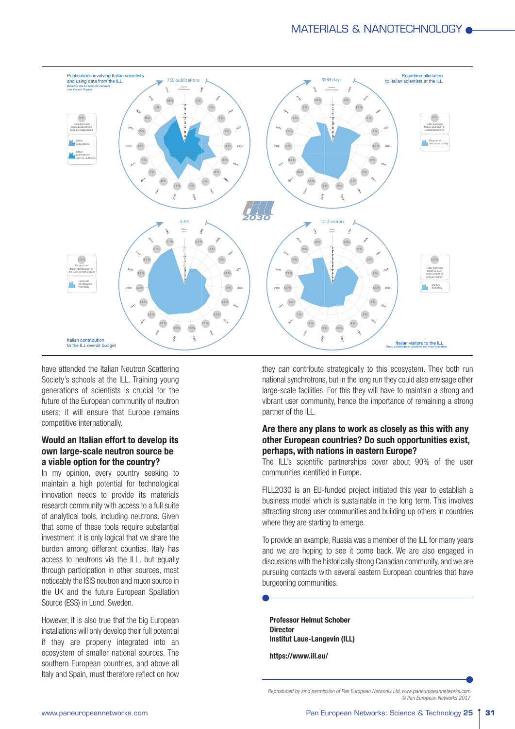Publications involving Italian scientists and using data from the ILL

*Based on the ILL scientific literature over the last 18 years*

750 publications

Beamtime allocation to Italian scientists at the ILL

3585 days

Italian contribution to the ILL overall budget

3.3%

Italian visitors to the ILL

*Users, collaborators, speakers and event attendees*

1214 visitors

FILL 2030

have attended the Italian Neutron Scattering Society's schools at the ILL. Training young generations of scientists is crucial for the future of the European community of neutron users; it will ensure that Europe remains competitive internationally.

### Would an Italian effort to develop its own large-scale neutron source be a viable option for the country?

In my opinion, every country seeking to maintain a high potential for technological innovation needs to provide its materials research community with access to a full suite of analytical tools, including neutrons. Given that some of these tools require substantial investment, it is only logical that we share the burden among different counties. Italy has access to neutrons via the ILL, but equally through participation in other sources, most noticeably the ISIS neutron and muon source in the UK and the future European Spallation Source (ESS) in Lund, Sweden.

However, it is also true that the big European installations will only develop their full potential if they are properly integrated into an ecosystem of smaller national sources. The southern European countries, and above all Italy and Spain, must therefore reflect on how they can contribute strategically to this ecosystem. They both run national synchrotrons, but in the long run they could also envisage other large-scale facilities. For this they will have to maintain a strong and vibrant user community, hence the importance of remaining a strong partner of the ILL.

### Are there any plans to work as closely as this with any other European countries? Do such opportunities exist, perhaps, with nations in eastern Europe?

The ILL's scientific partnerships cover about 90% of the user communities identified in Europe.

FILL2030 is an EU-funded project initiated this year to establish a business model which is sustainable in the long term. This involves attracting strong user communities and building up others in countries where they are starting to emerge.

To provide an example, Russia was a member of the ILL for many years and we are hoping to see it come back. We are also engaged in discussions with the historically strong Canadian community, and we are pursuing contacts with several eastern European countries that have burgeoning communities.

**Professor Helmut Schober**
**Director**
**Institut Laue-Langevin (ILL)**

**https://www.ill.eu/**

*Reproduced by kind permission of Pan European Networks Ltd, www.paneuropeannetworks.com*
*© Pan European Networks 2017*